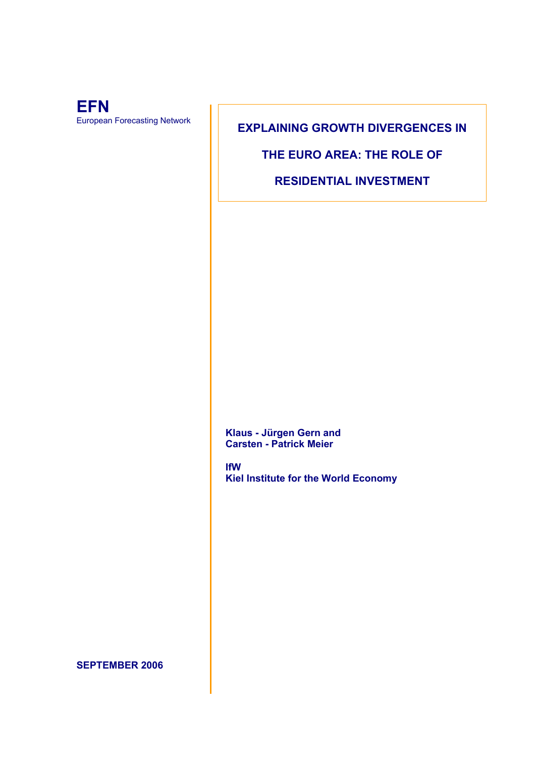**EFN**
European Forecasting Network

# EXPLAINING GROWTH DIVERGENCES IN THE EURO AREA: THE ROLE OF RESIDENTIAL INVESTMENT

**Klaus - Jürgen Gern and**
**Carsten - Patrick Meier**

**IfW**
**Kiel Institute for the World Economy**

**SEPTEMBER 2006**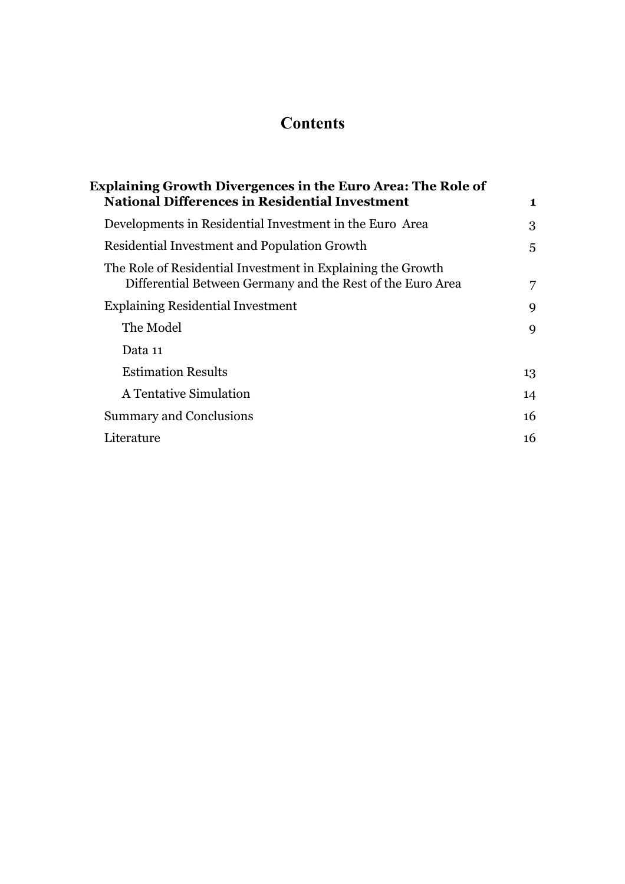# Contents

| | |
|---|---|
| **Explaining Growth Divergences in the Euro Area: The Role of National Differences in Residential Investment** | **1** |
| Developments in Residential Investment in the Euro Area | 3 |
| Residential Investment and Population Growth | 5 |
| The Role of Residential Investment in Explaining the Growth Differential Between Germany and the Rest of the Euro Area | 7 |
| Explaining Residential Investment | 9 |
| The Model | 9 |
| Data 11 | |
| Estimation Results | 13 |
| A Tentative Simulation | 14 |
| Summary and Conclusions | 16 |
| Literature | 16 |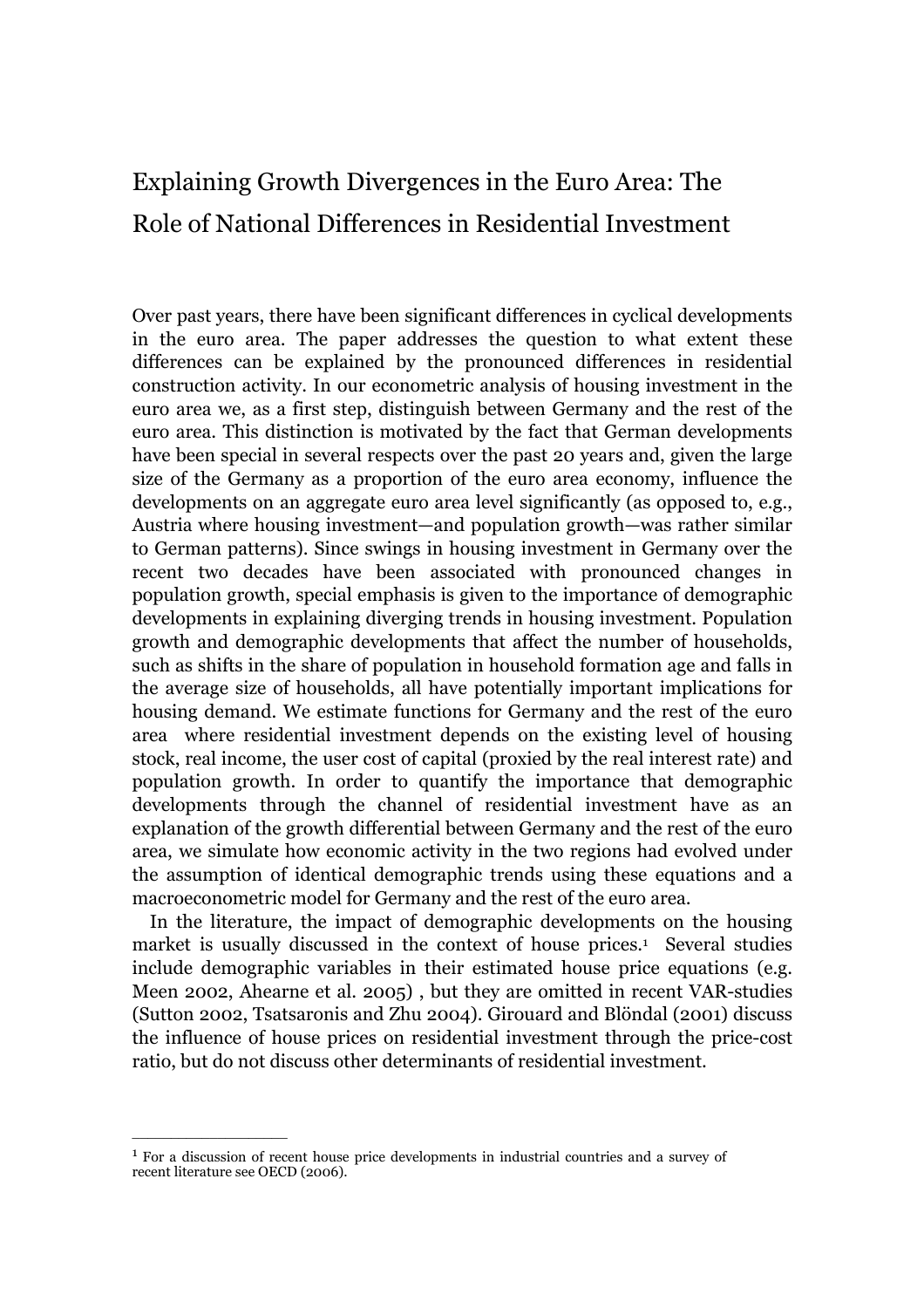# Explaining Growth Divergences in the Euro Area: The Role of National Differences in Residential Investment

Over past years, there have been significant differences in cyclical developments in the euro area. The paper addresses the question to what extent these differences can be explained by the pronounced differences in residential construction activity. In our econometric analysis of housing investment in the euro area we, as a first step, distinguish between Germany and the rest of the euro area. This distinction is motivated by the fact that German developments have been special in several respects over the past 20 years and, given the large size of the Germany as a proportion of the euro area economy, influence the developments on an aggregate euro area level significantly (as opposed to, e.g., Austria where housing investment—and population growth—was rather similar to German patterns). Since swings in housing investment in Germany over the recent two decades have been associated with pronounced changes in population growth, special emphasis is given to the importance of demographic developments in explaining diverging trends in housing investment. Population growth and demographic developments that affect the number of households, such as shifts in the share of population in household formation age and falls in the average size of households, all have potentially important implications for housing demand. We estimate functions for Germany and the rest of the euro area where residential investment depends on the existing level of housing stock, real income, the user cost of capital (proxied by the real interest rate) and population growth. In order to quantify the importance that demographic developments through the channel of residential investment have as an explanation of the growth differential between Germany and the rest of the euro area, we simulate how economic activity in the two regions had evolved under the assumption of identical demographic trends using these equations and a macroeconometric model for Germany and the rest of the euro area.

In the literature, the impact of demographic developments on the housing market is usually discussed in the context of house prices.[1] Several studies include demographic variables in their estimated house price equations (e.g. Meen 2002, Ahearne et al. 2005) , but they are omitted in recent VAR-studies (Sutton 2002, Tsatsaronis and Zhu 2004). Girouard and Blöndal (2001) discuss the influence of house prices on residential investment through the price-cost ratio, but do not discuss other determinants of residential investment.

---

[1] For a discussion of recent house price developments in industrial countries and a survey of recent literature see OECD (2006).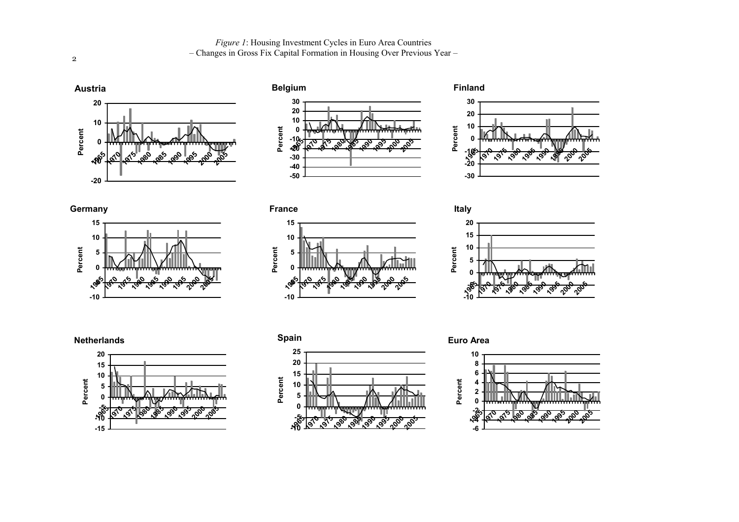*Figure 1*: Housing Investment Cycles in Euro Area Countries
– Changes in Gross Fix Capital Formation in Housing Over Previous Year –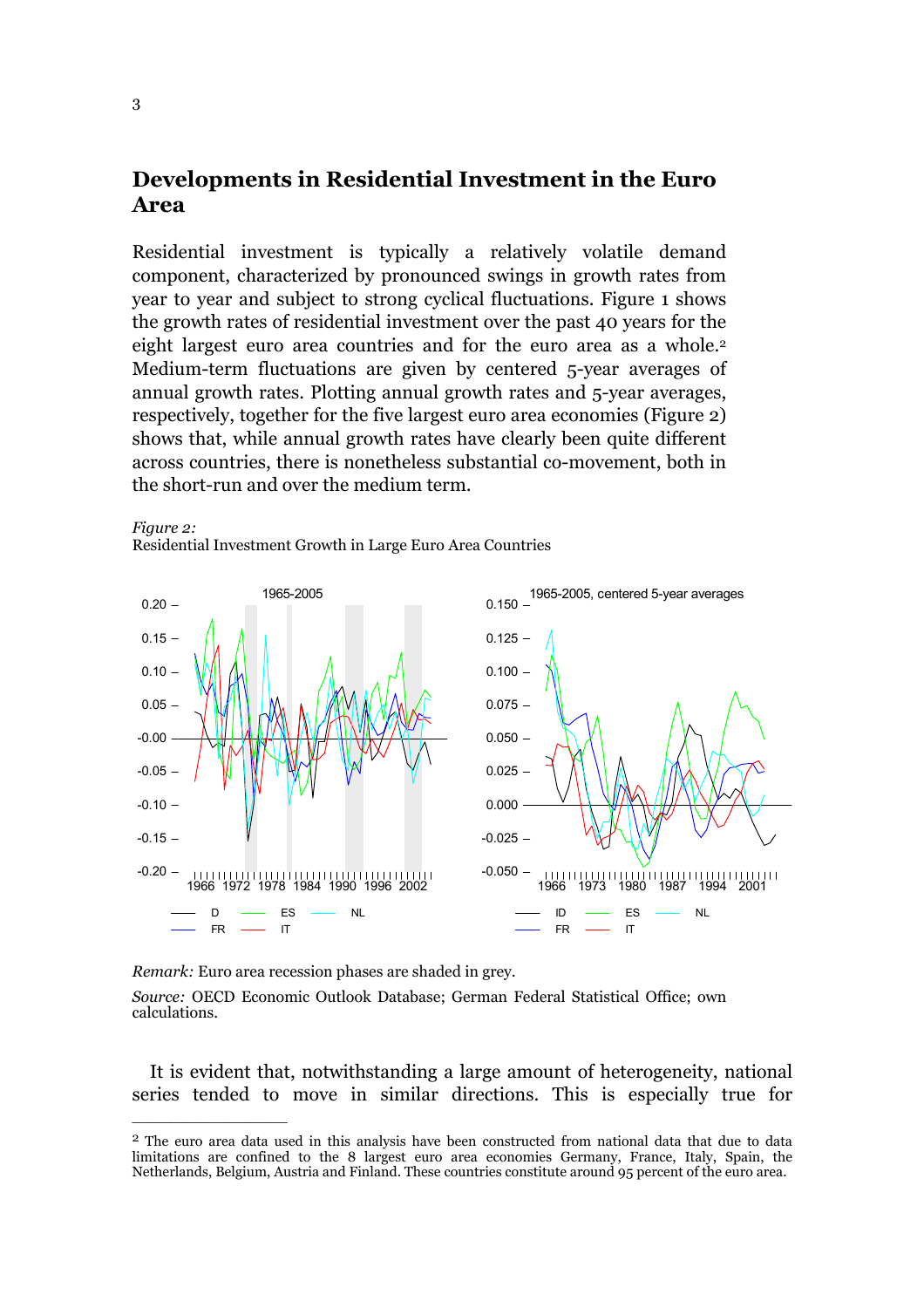## Developments in Residential Investment in the Euro Area

Residential investment is typically a relatively volatile demand component, characterized by pronounced swings in growth rates from year to year and subject to strong cyclical fluctuations. Figure 1 shows the growth rates of residential investment over the past 40 years for the eight largest euro area countries and for the euro area as a whole.[2] Medium-term fluctuations are given by centered 5-year averages of annual growth rates. Plotting annual growth rates and 5-year averages, respectively, together for the five largest euro area economies (Figure 2) shows that, while annual growth rates have clearly been quite different across countries, there is nonetheless substantial co-movement, both in the short-run and over the medium term.

*Figure 2:*
Residential Investment Growth in Large Euro Area Countries

*Remark:* Euro area recession phases are shaded in grey.

*Source:* OECD Economic Outlook Database; German Federal Statistical Office; own calculations.

It is evident that, notwithstanding a large amount of heterogeneity, national series tended to move in similar directions. This is especially true for

[2] The euro area data used in this analysis have been constructed from national data that due to data limitations are confined to the 8 largest euro area economies Germany, France, Italy, Spain, the Netherlands, Belgium, Austria and Finland. These countries constitute around 95 percent of the euro area.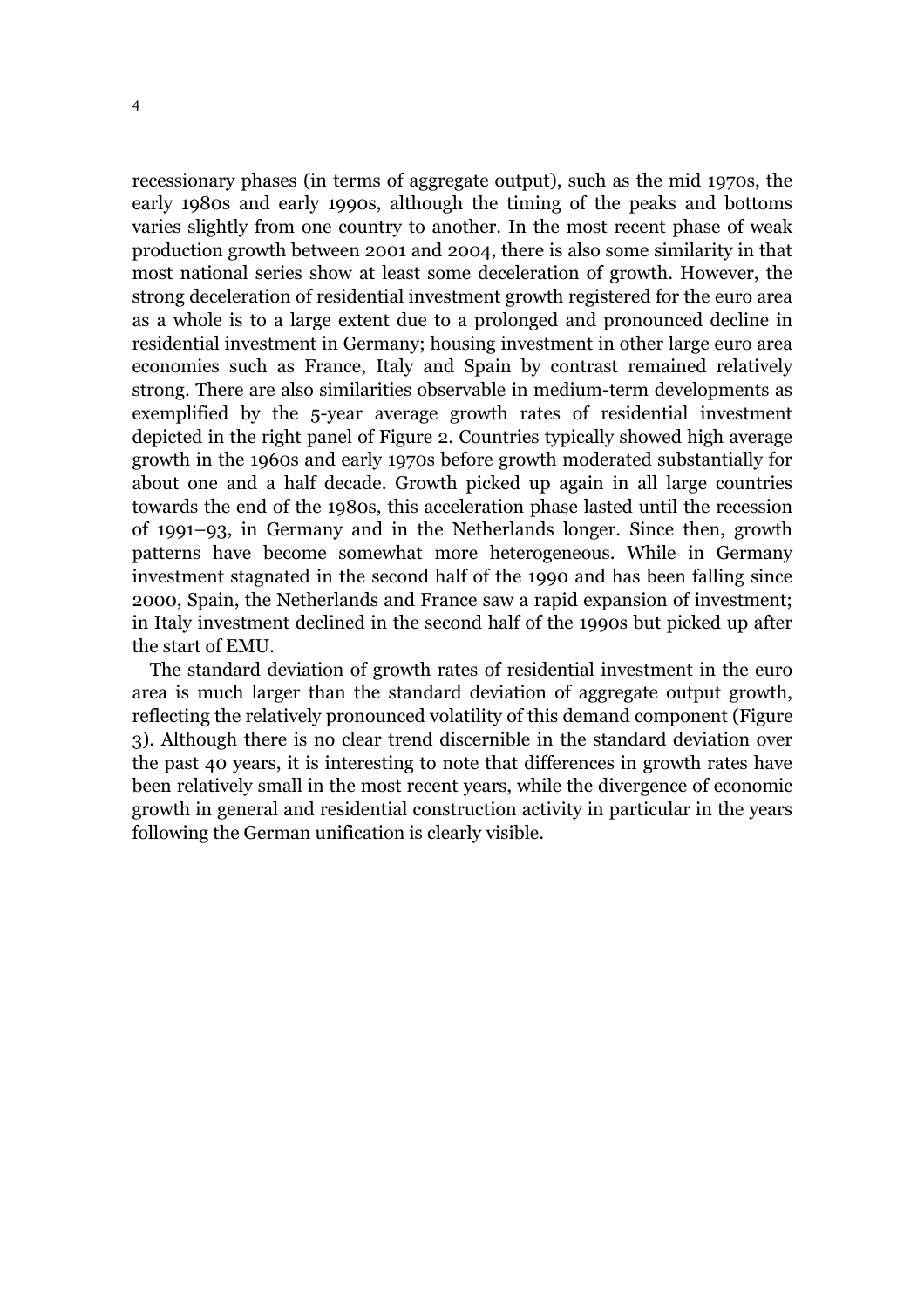recessionary phases (in terms of aggregate output), such as the mid 1970s, the early 1980s and early 1990s, although the timing of the peaks and bottoms varies slightly from one country to another. In the most recent phase of weak production growth between 2001 and 2004, there is also some similarity in that most national series show at least some deceleration of growth. However, the strong deceleration of residential investment growth registered for the euro area as a whole is to a large extent due to a prolonged and pronounced decline in residential investment in Germany; housing investment in other large euro area economies such as France, Italy and Spain by contrast remained relatively strong. There are also similarities observable in medium-term developments as exemplified by the 5-year average growth rates of residential investment depicted in the right panel of Figure 2. Countries typically showed high average growth in the 1960s and early 1970s before growth moderated substantially for about one and a half decade. Growth picked up again in all large countries towards the end of the 1980s, this acceleration phase lasted until the recession of 1991–93, in Germany and in the Netherlands longer. Since then, growth patterns have become somewhat more heterogeneous. While in Germany investment stagnated in the second half of the 1990 and has been falling since 2000, Spain, the Netherlands and France saw a rapid expansion of investment; in Italy investment declined in the second half of the 1990s but picked up after the start of EMU.

The standard deviation of growth rates of residential investment in the euro area is much larger than the standard deviation of aggregate output growth, reflecting the relatively pronounced volatility of this demand component (Figure 3). Although there is no clear trend discernible in the standard deviation over the past 40 years, it is interesting to note that differences in growth rates have been relatively small in the most recent years, while the divergence of economic growth in general and residential construction activity in particular in the years following the German unification is clearly visible.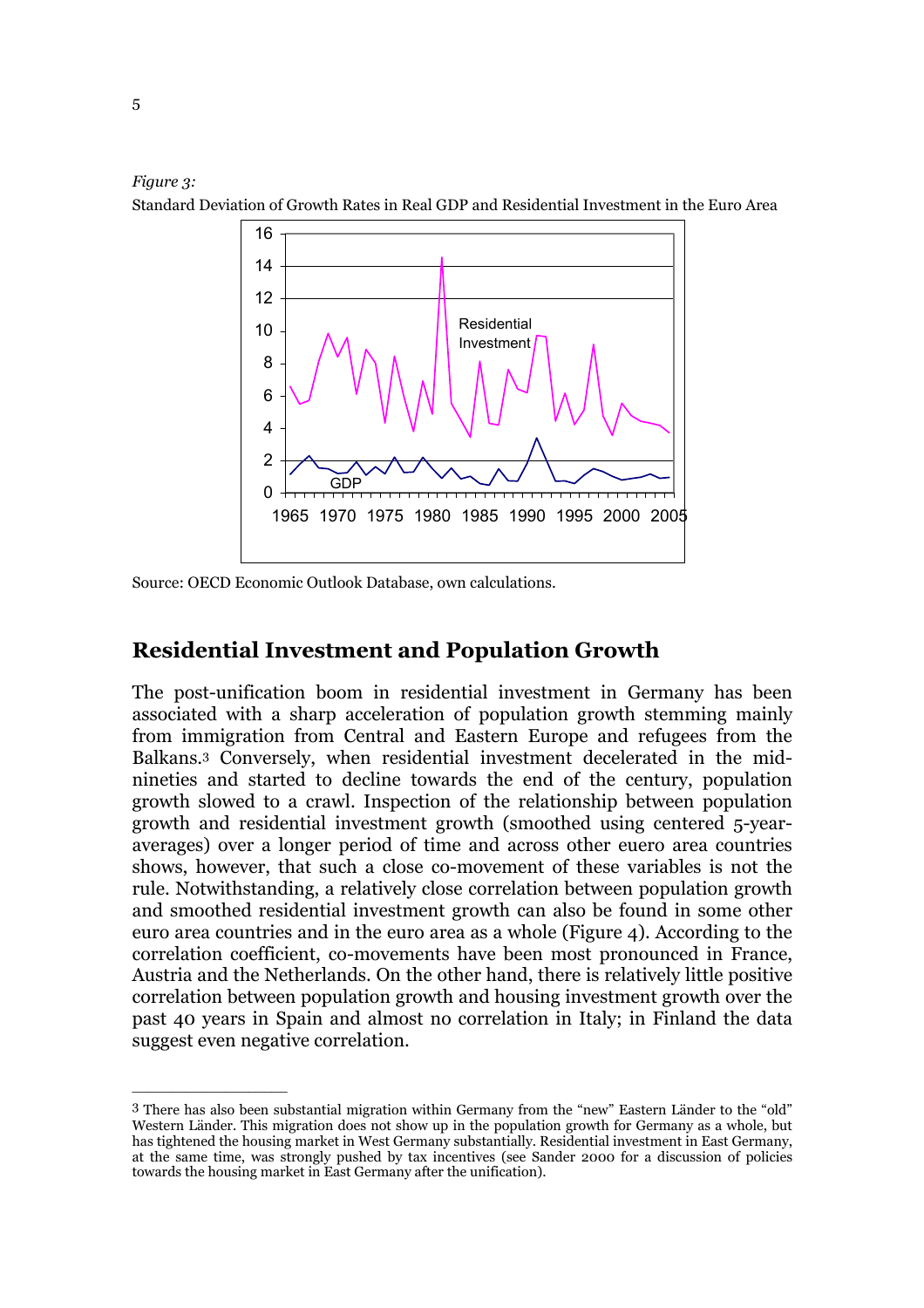*Figure 3:*
Standard Deviation of Growth Rates in Real GDP and Residential Investment in the Euro Area

Source: OECD Economic Outlook Database, own calculations.

## Residential Investment and Population Growth

The post-unification boom in residential investment in Germany has been associated with a sharp acceleration of population growth stemming mainly from immigration from Central and Eastern Europe and refugees from the Balkans.[3] Conversely, when residential investment decelerated in the mid-nineties and started to decline towards the end of the century, population growth slowed to a crawl. Inspection of the relationship between population growth and residential investment growth (smoothed using centered 5-year-averages) over a longer period of time and across other euero area countries shows, however, that such a close co-movement of these variables is not the rule. Notwithstanding, a relatively close correlation between population growth and smoothed residential investment growth can also be found in some other euro area countries and in the euro area as a whole (Figure 4). According to the correlation coefficient, co-movements have been most pronounced in France, Austria and the Netherlands. On the other hand, there is relatively little positive correlation between population growth and housing investment growth over the past 40 years in Spain and almost no correlation in Italy; in Finland the data suggest even negative correlation.

---

[3] There has also been substantial migration within Germany from the "new" Eastern Länder to the "old" Western Länder. This migration does not show up in the population growth for Germany as a whole, but has tightened the housing market in West Germany substantially. Residential investment in East Germany, at the same time, was strongly pushed by tax incentives (see Sander 2000 for a discussion of policies towards the housing market in East Germany after the unification).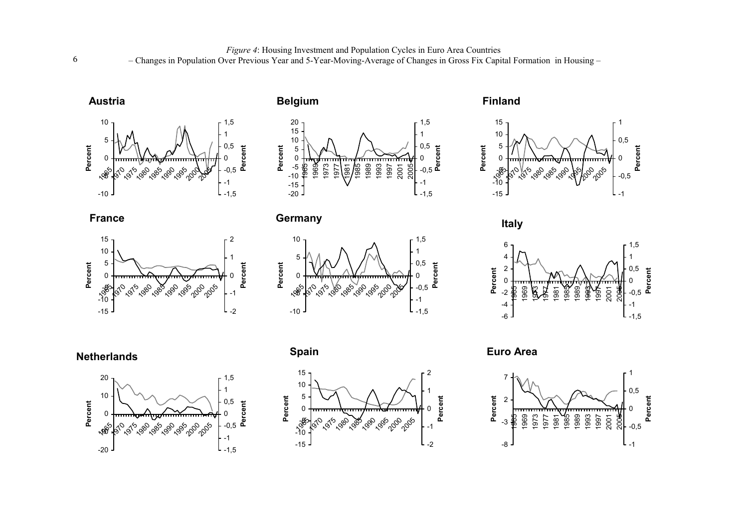*Figure 4*: Housing Investment and Population Cycles in Euro Area Countries
– Changes in Population Over Previous Year and 5-Year-Moving-Average of Changes in Gross Fix Capital Formation in Housing –

**Austria**

**Belgium**

**Finland**

**France**

**Germany**

**Italy**

**Netherlands**

**Spain**

**Euro Area**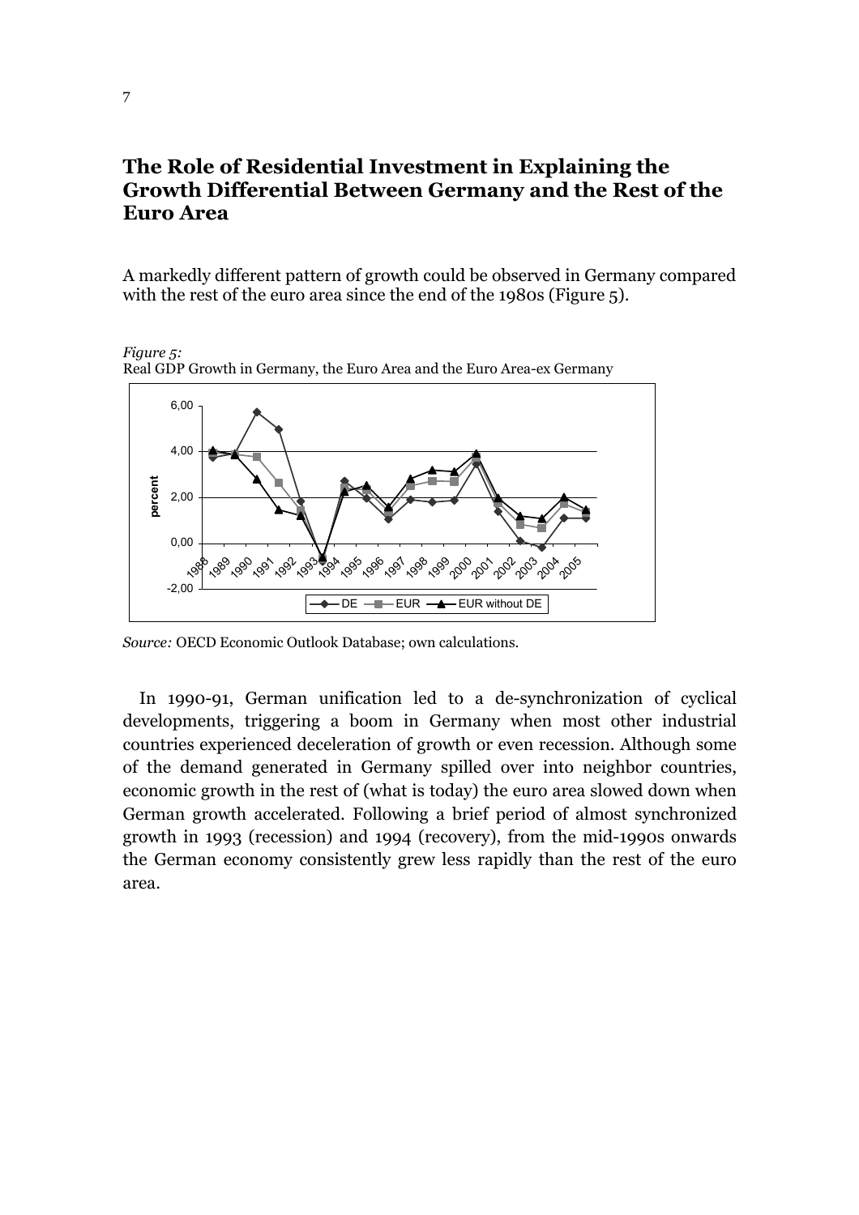# The Role of Residential Investment in Explaining the Growth Differential Between Germany and the Rest of the Euro Area

A markedly different pattern of growth could be observed in Germany compared with the rest of the euro area since the end of the 1980s (Figure 5).

*Figure 5:*
Real GDP Growth in Germany, the Euro Area and the Euro Area-ex Germany

*Source:* OECD Economic Outlook Database; own calculations.

In 1990-91, German unification led to a de-synchronization of cyclical developments, triggering a boom in Germany when most other industrial countries experienced deceleration of growth or even recession. Although some of the demand generated in Germany spilled over into neighbor countries, economic growth in the rest of (what is today) the euro area slowed down when German growth accelerated. Following a brief period of almost synchronized growth in 1993 (recession) and 1994 (recovery), from the mid-1990s onwards the German economy consistently grew less rapidly than the rest of the euro area.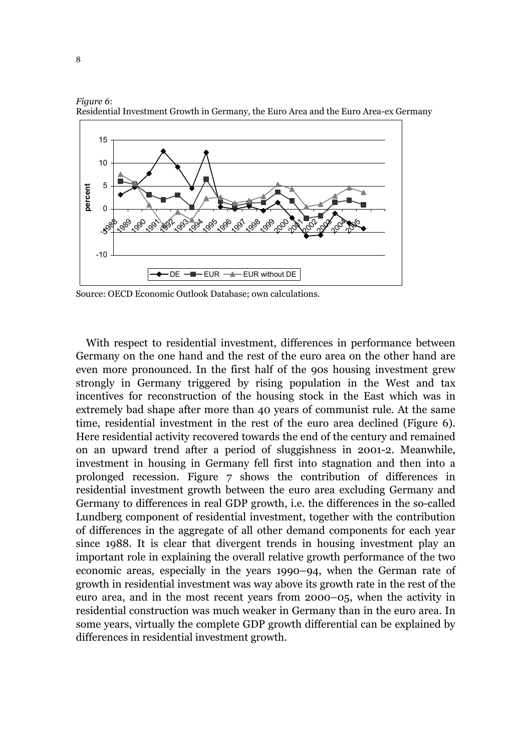*Figure 6*:
Residential Investment Growth in Germany, the Euro Area and the Euro Area-ex Germany

Source: OECD Economic Outlook Database; own calculations.

With respect to residential investment, differences in performance between Germany on the one hand and the rest of the euro area on the other hand are even more pronounced. In the first half of the 90s housing investment grew strongly in Germany triggered by rising population in the West and tax incentives for reconstruction of the housing stock in the East which was in extremely bad shape after more than 40 years of communist rule. At the same time, residential investment in the rest of the euro area declined (Figure 6). Here residential activity recovered towards the end of the century and remained on an upward trend after a period of sluggishness in 2001-2. Meanwhile, investment in housing in Germany fell first into stagnation and then into a prolonged recession. Figure 7 shows the contribution of differences in residential investment growth between the euro area excluding Germany and Germany to differences in real GDP growth, i.e. the differences in the so-called Lundberg component of residential investment, together with the contribution of differences in the aggregate of all other demand components for each year since 1988. It is clear that divergent trends in housing investment play an important role in explaining the overall relative growth performance of the two economic areas, especially in the years 1990–94, when the German rate of growth in residential investment was way above its growth rate in the rest of the euro area, and in the most recent years from 2000–05, when the activity in residential construction was much weaker in Germany than in the euro area. In some years, virtually the complete GDP growth differential can be explained by differences in residential investment growth.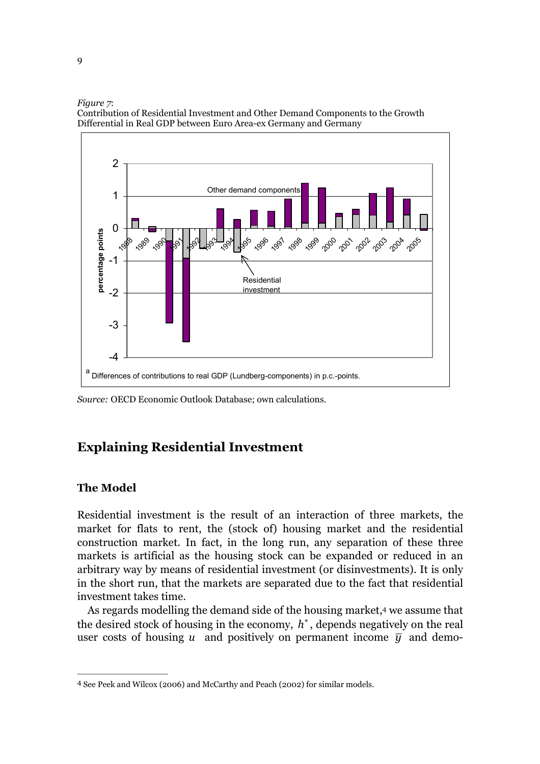*Figure 7*:
Contribution of Residential Investment and Other Demand Components to the Growth Differential in Real GDP between Euro Area-ex Germany and Germany

[a] Differences of contributions to real GDP (Lundberg-components) in p.c.-points.

*Source:* OECD Economic Outlook Database; own calculations.

## Explaining Residential Investment

### The Model

Residential investment is the result of an interaction of three markets, the market for flats to rent, the (stock of) housing market and the residential construction market. In fact, in the long run, any separation of these three markets is artificial as the housing stock can be expanded or reduced in an arbitrary way by means of residential investment (or disinvestments). It is only in the short run, that the markets are separated due to the fact that residential investment takes time.

As regards modelling the demand side of the housing market,[4] we assume that the desired stock of housing in the economy, $h^*$, depends negatively on the real user costs of housing $u$ and positively on permanent income $\bar{y}$ and demo-

---

[4] See Peek and Wilcox (2006) and McCarthy and Peach (2002) for similar models.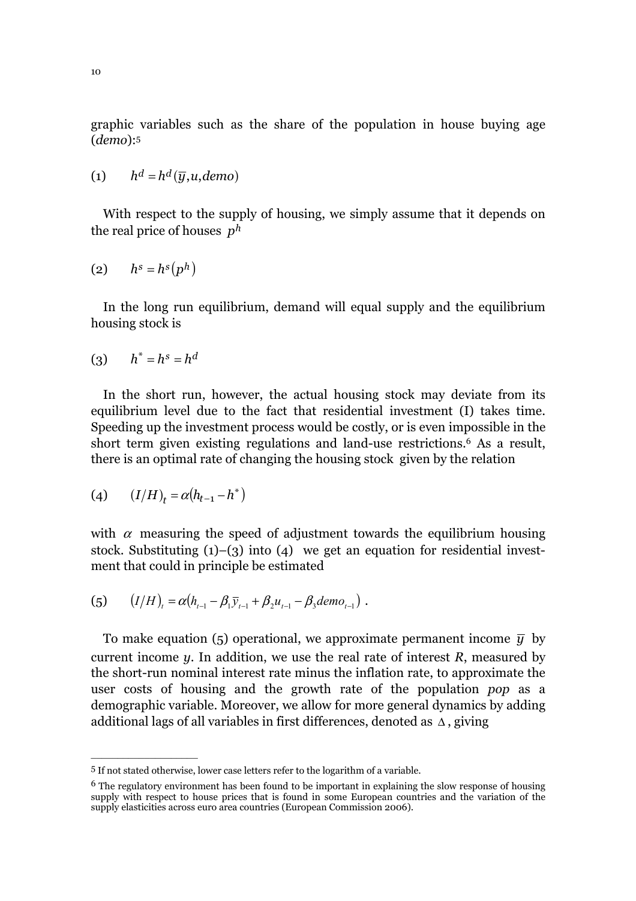graphic variables such as the share of the population in house buying age (*demo*):[5]

$$(1) \qquad h^d = h^d(\overline{y}, u, demo)$$

With respect to the supply of housing, we simply assume that it depends on the real price of houses $p^h$

$$(2) \qquad h^s = h^s\left(p^h\right)$$

In the long run equilibrium, demand will equal supply and the equilibrium housing stock is

$$(3) \qquad h^* = h^s = h^d$$

In the short run, however, the actual housing stock may deviate from its equilibrium level due to the fact that residential investment (I) takes time. Speeding up the investment process would be costly, or is even impossible in the short term given existing regulations and land-use restrictions.[6] As a result, there is an optimal rate of changing the housing stock given by the relation

$$(4) \qquad (I/H)_t = \alpha\left(h_{t-1} - h^*\right)$$

with $\alpha$ measuring the speed of adjustment towards the equilibrium housing stock. Substituting (1)–(3) into (4) we get an equation for residential investment that could in principle be estimated

$$(5) \qquad \left(I/H\right)_t = \alpha\left(h_{t-1} - \beta_1 \overline{y}_{t-1} + \beta_2 u_{t-1} - \beta_3 demo_{t-1}\right) .$$

To make equation (5) operational, we approximate permanent income $\overline{y}$ by current income $y$. In addition, we use the real rate of interest $R$, measured by the short-run nominal interest rate minus the inflation rate, to approximate the user costs of housing and the growth rate of the population *pop* as a demographic variable. Moreover, we allow for more general dynamics by adding additional lags of all variables in first differences, denoted as $\Delta$, giving

---

[5] If not stated otherwise, lower case letters refer to the logarithm of a variable.

[6] The regulatory environment has been found to be important in explaining the slow response of housing supply with respect to house prices that is found in some European countries and the variation of the supply elasticities across euro area countries (European Commission 2006).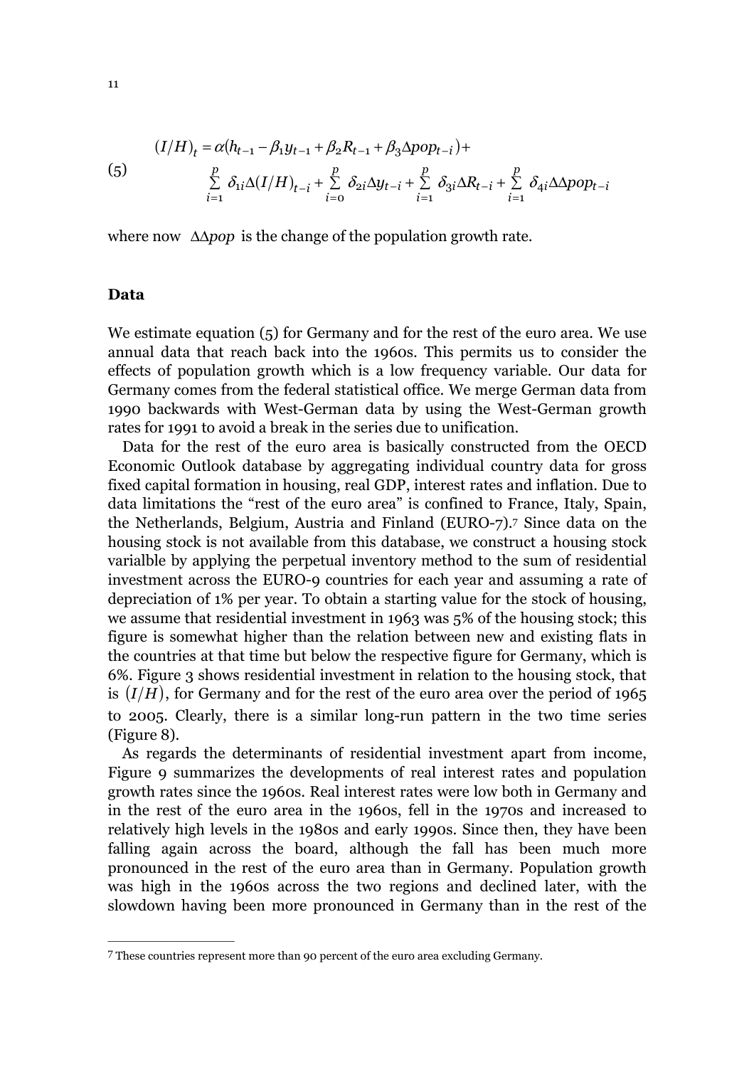$$(5) \qquad \begin{aligned} (I/H)_t &= \alpha(h_{t-1} - \beta_1 y_{t-1} + \beta_2 R_{t-1} + \beta_3 \Delta pop_{t-i}) + \\ &\sum_{i=1}^{p} \delta_{1i} \Delta (I/H)_{t-i} + \sum_{i=0}^{p} \delta_{2i} \Delta y_{t-i} + \sum_{i=1}^{p} \delta_{3i} \Delta R_{t-i} + \sum_{i=1}^{p} \delta_{4i} \Delta\Delta pop_{t-i} \end{aligned}$$

where now $\Delta\Delta pop$ is the change of the population growth rate.

### Data

We estimate equation (5) for Germany and for the rest of the euro area. We use annual data that reach back into the 1960s. This permits us to consider the effects of population growth which is a low frequency variable. Our data for Germany comes from the federal statistical office. We merge German data from 1990 backwards with West-German data by using the West-German growth rates for 1991 to avoid a break in the series due to unification.

Data for the rest of the euro area is basically constructed from the OECD Economic Outlook database by aggregating individual country data for gross fixed capital formation in housing, real GDP, interest rates and inflation. Due to data limitations the "rest of the euro area" is confined to France, Italy, Spain, the Netherlands, Belgium, Austria and Finland (EURO-7).[7] Since data on the housing stock is not available from this database, we construct a housing stock varialble by applying the perpetual inventory method to the sum of residential investment across the EURO-9 countries for each year and assuming a rate of depreciation of 1% per year. To obtain a starting value for the stock of housing, we assume that residential investment in 1963 was 5% of the housing stock; this figure is somewhat higher than the relation between new and existing flats in the countries at that time but below the respective figure for Germany, which is 6%. Figure 3 shows residential investment in relation to the housing stock, that is $(I/H)$, for Germany and for the rest of the euro area over the period of 1965 to 2005. Clearly, there is a similar long-run pattern in the two time series (Figure 8).

As regards the determinants of residential investment apart from income, Figure 9 summarizes the developments of real interest rates and population growth rates since the 1960s. Real interest rates were low both in Germany and in the rest of the euro area in the 1960s, fell in the 1970s and increased to relatively high levels in the 1980s and early 1990s. Since then, they have been falling again across the board, although the fall has been much more pronounced in the rest of the euro area than in Germany. Population growth was high in the 1960s across the two regions and declined later, with the slowdown having been more pronounced in Germany than in the rest of the

---

[7] These countries represent more than 90 percent of the euro area excluding Germany.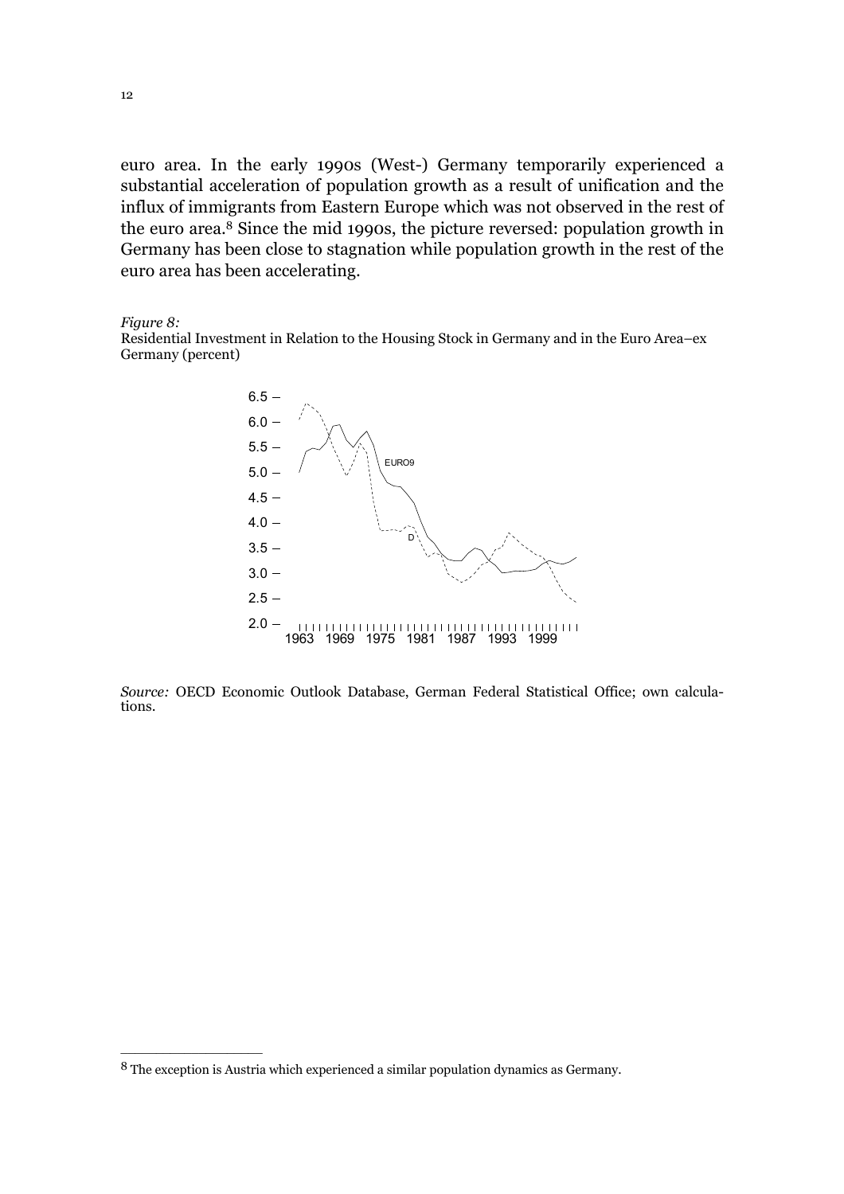euro area. In the early 1990s (West-) Germany temporarily experienced a substantial acceleration of population growth as a result of unification and the influx of immigrants from Eastern Europe which was not observed in the rest of the euro area.[8] Since the mid 1990s, the picture reversed: population growth in Germany has been close to stagnation while population growth in the rest of the euro area has been accelerating.

*Figure 8:*
Residential Investment in Relation to the Housing Stock in Germany and in the Euro Area–ex Germany (percent)

*Source:* OECD Economic Outlook Database, German Federal Statistical Office; own calculations.

---

[8] The exception is Austria which experienced a similar population dynamics as Germany.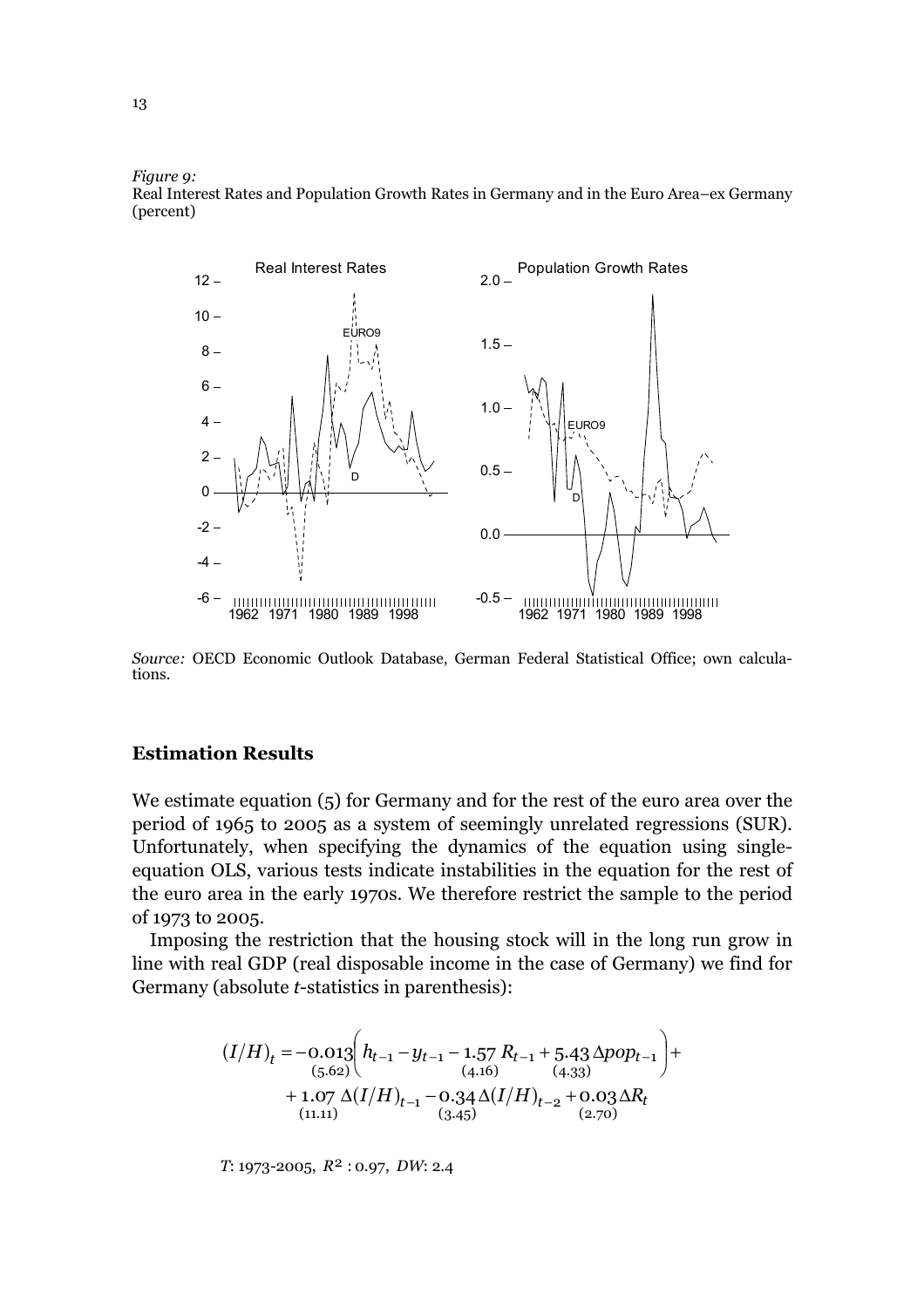*Figure 9:*
Real Interest Rates and Population Growth Rates in Germany and in the Euro Area–ex Germany (percent)

*Source:* OECD Economic Outlook Database, German Federal Statistical Office; own calculations.

## Estimation Results

We estimate equation (5) for Germany and for the rest of the euro area over the period of 1965 to 2005 as a system of seemingly unrelated regressions (SUR). Unfortunately, when specifying the dynamics of the equation using single-equation OLS, various tests indicate instabilities in the equation for the rest of the euro area in the early 1970s. We therefore restrict the sample to the period of 1973 to 2005.

Imposing the restriction that the housing stock will in the long run grow in line with real GDP (real disposable income in the case of Germany) we find for Germany (absolute *t*-statistics in parenthesis):

$$
\begin{aligned}
(I/H)_t = & \underset{(5.62)}{-0.013}\left( h_{t-1} - y_{t-1} - \underset{(4.16)}{1.57}\, R_{t-1} + \underset{(4.33)}{5.43}\, \Delta pop_{t-1} \right) + \\
& + \underset{(11.11)}{1.07}\, \Delta(I/H)_{t-1} - \underset{(3.45)}{0.34}\, \Delta(I/H)_{t-2} + \underset{(2.70)}{0.03}\, \Delta R_t
\end{aligned}
$$

*T*: 1973-2005, $R^2$ : 0.97, *DW*: 2.4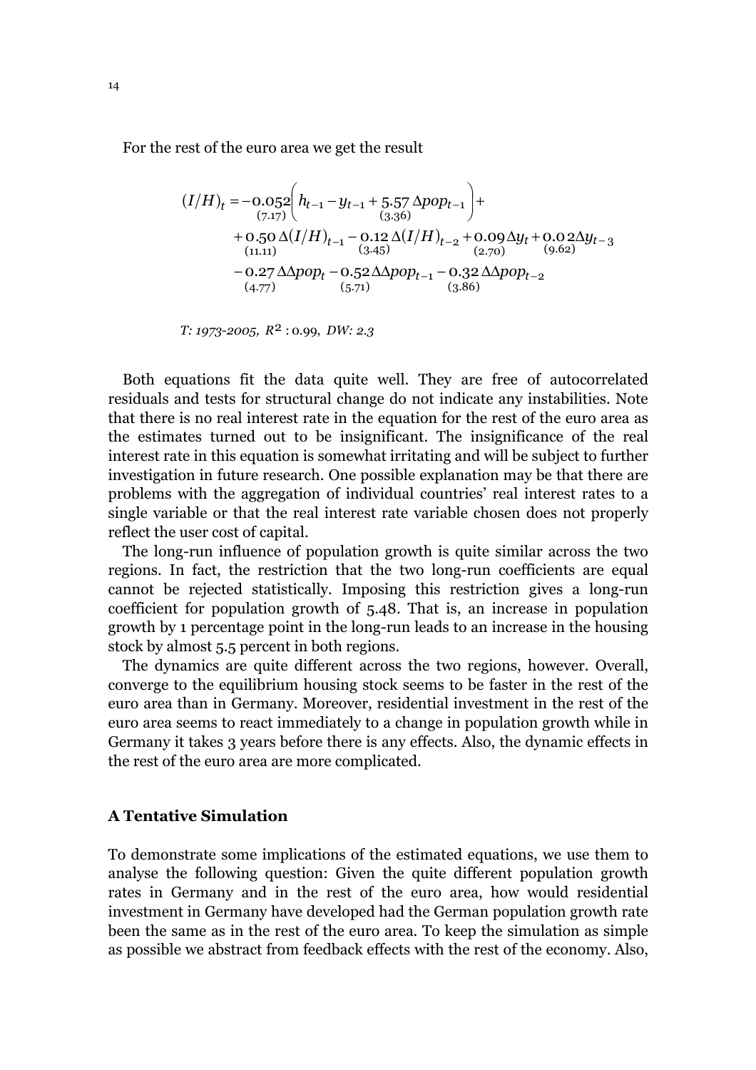For the rest of the euro area we get the result

$$
\begin{aligned}
(I/H)_t = & -\underset{(7.17)}{0.052}\left( h_{t-1} - y_{t-1} + \underset{(3.36)}{5.57}\,\Delta pop_{t-1} \right) + \\
& + \underset{(11.11)}{0.50}\,\Delta(I/H)_{t-1} - \underset{(3.45)}{0.12}\,\Delta(I/H)_{t-2} + \underset{(2.70)}{0.09}\,\Delta y_t + \underset{(9.62)}{0.02}\,\Delta y_{t-3} \\
& - \underset{(4.77)}{0.27}\,\Delta\Delta pop_t - \underset{(5.71)}{0.52}\,\Delta\Delta pop_{t-1} - \underset{(3.86)}{0.32}\,\Delta\Delta pop_{t-2}
\end{aligned}
$$

*T: 1973-2005,* $R^2$ : 0.99, *DW: 2.3*

Both equations fit the data quite well. They are free of autocorrelated residuals and tests for structural change do not indicate any instabilities. Note that there is no real interest rate in the equation for the rest of the euro area as the estimates turned out to be insignificant. The insignificance of the real interest rate in this equation is somewhat irritating and will be subject to further investigation in future research. One possible explanation may be that there are problems with the aggregation of individual countries' real interest rates to a single variable or that the real interest rate variable chosen does not properly reflect the user cost of capital.

The long-run influence of population growth is quite similar across the two regions. In fact, the restriction that the two long-run coefficients are equal cannot be rejected statistically. Imposing this restriction gives a long-run coefficient for population growth of 5.48. That is, an increase in population growth by 1 percentage point in the long-run leads to an increase in the housing stock by almost 5.5 percent in both regions.

The dynamics are quite different across the two regions, however. Overall, converge to the equilibrium housing stock seems to be faster in the rest of the euro area than in Germany. Moreover, residential investment in the rest of the euro area seems to react immediately to a change in population growth while in Germany it takes 3 years before there is any effects. Also, the dynamic effects in the rest of the euro area are more complicated.

## A Tentative Simulation

To demonstrate some implications of the estimated equations, we use them to analyse the following question: Given the quite different population growth rates in Germany and in the rest of the euro area, how would residential investment in Germany have developed had the German population growth rate been the same as in the rest of the euro area. To keep the simulation as simple as possible we abstract from feedback effects with the rest of the economy. Also,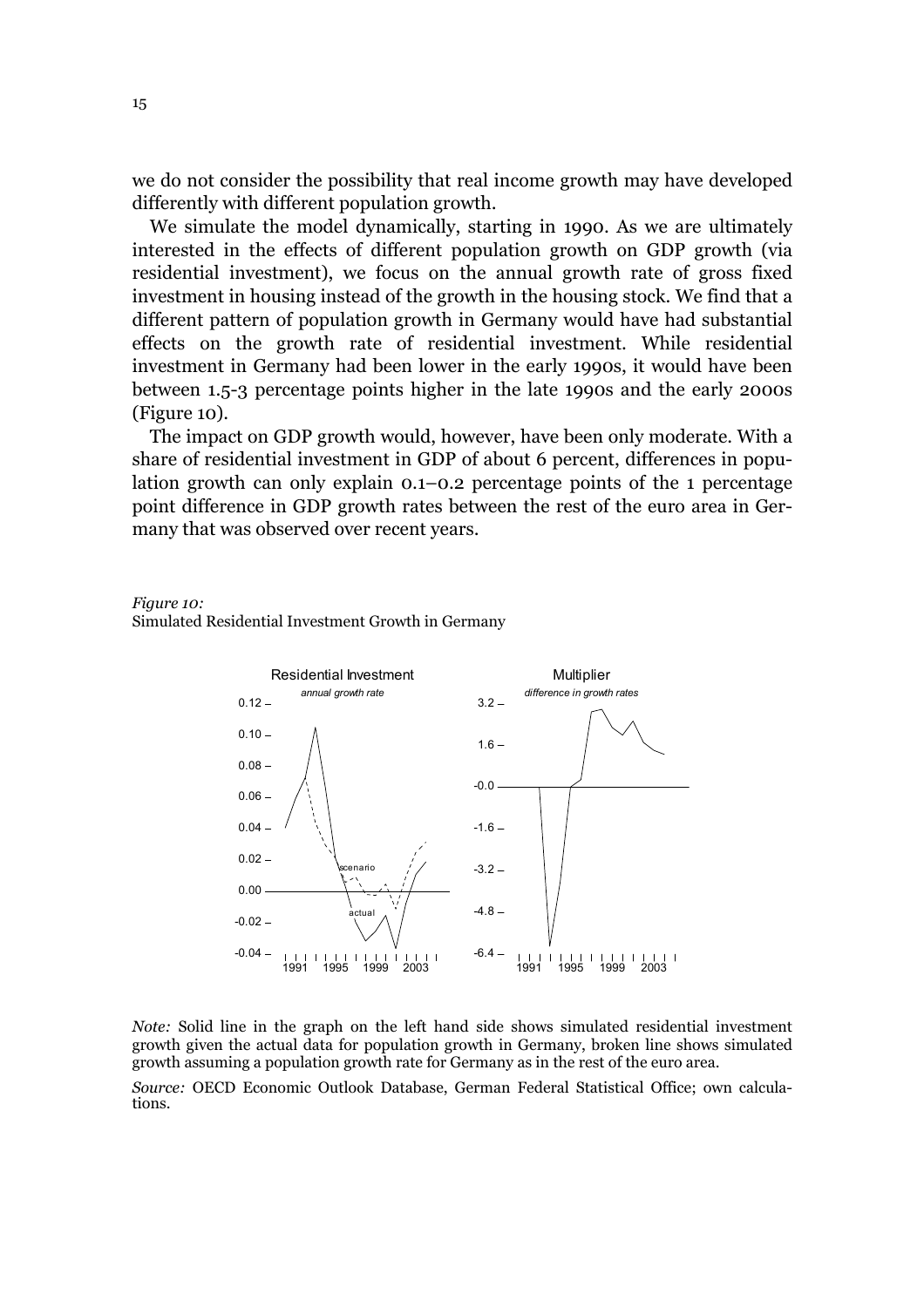we do not consider the possibility that real income growth may have developed differently with different population growth.

We simulate the model dynamically, starting in 1990. As we are ultimately interested in the effects of different population growth on GDP growth (via residential investment), we focus on the annual growth rate of gross fixed investment in housing instead of the growth in the housing stock. We find that a different pattern of population growth in Germany would have had substantial effects on the growth rate of residential investment. While residential investment in Germany had been lower in the early 1990s, it would have been between 1.5-3 percentage points higher in the late 1990s and the early 2000s (Figure 10).

The impact on GDP growth would, however, have been only moderate. With a share of residential investment in GDP of about 6 percent, differences in population growth can only explain 0.1–0.2 percentage points of the 1 percentage point difference in GDP growth rates between the rest of the euro area in Germany that was observed over recent years.

*Figure 10:*
Simulated Residential Investment Growth in Germany

*Note:* Solid line in the graph on the left hand side shows simulated residential investment growth given the actual data for population growth in Germany, broken line shows simulated growth assuming a population growth rate for Germany as in the rest of the euro area.

*Source:* OECD Economic Outlook Database, German Federal Statistical Office; own calculations.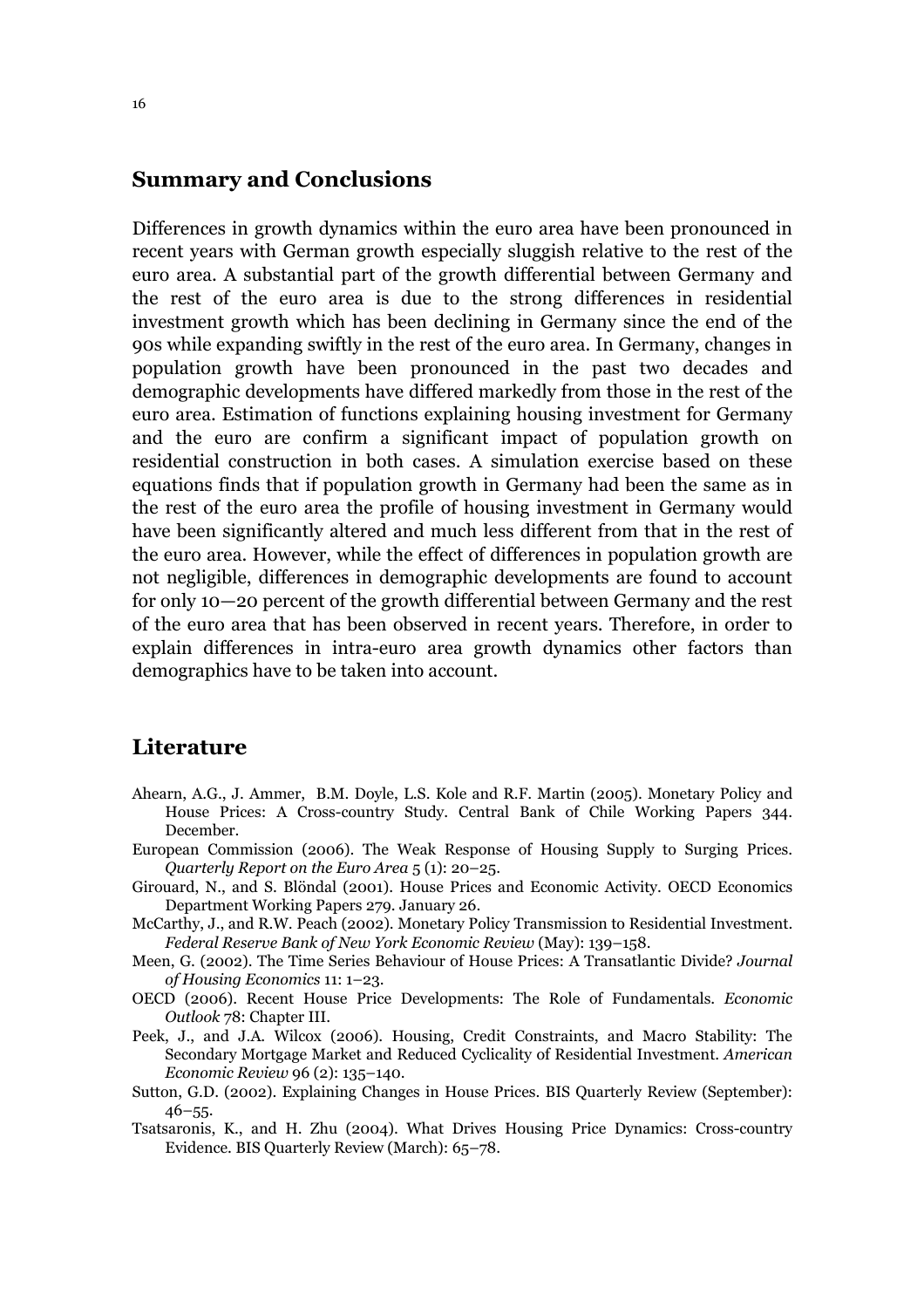## Summary and Conclusions

Differences in growth dynamics within the euro area have been pronounced in recent years with German growth especially sluggish relative to the rest of the euro area. A substantial part of the growth differential between Germany and the rest of the euro area is due to the strong differences in residential investment growth which has been declining in Germany since the end of the 90s while expanding swiftly in the rest of the euro area. In Germany, changes in population growth have been pronounced in the past two decades and demographic developments have differed markedly from those in the rest of the euro area. Estimation of functions explaining housing investment for Germany and the euro are confirm a significant impact of population growth on residential construction in both cases. A simulation exercise based on these equations finds that if population growth in Germany had been the same as in the rest of the euro area the profile of housing investment in Germany would have been significantly altered and much less different from that in the rest of the euro area. However, while the effect of differences in population growth are not negligible, differences in demographic developments are found to account for only 10—20 percent of the growth differential between Germany and the rest of the euro area that has been observed in recent years. Therefore, in order to explain differences in intra-euro area growth dynamics other factors than demographics have to be taken into account.

## Literature

Ahearn, A.G., J. Ammer, B.M. Doyle, L.S. Kole and R.F. Martin (2005). Monetary Policy and House Prices: A Cross-country Study. Central Bank of Chile Working Papers 344. December.

European Commission (2006). The Weak Response of Housing Supply to Surging Prices. *Quarterly Report on the Euro Area* 5 (1): 20–25.

Girouard, N., and S. Blöndal (2001). House Prices and Economic Activity. OECD Economics Department Working Papers 279. January 26.

McCarthy, J., and R.W. Peach (2002). Monetary Policy Transmission to Residential Investment. *Federal Reserve Bank of New York Economic Review* (May): 139–158.

Meen, G. (2002). The Time Series Behaviour of House Prices: A Transatlantic Divide? *Journal of Housing Economics* 11: 1–23.

OECD (2006). Recent House Price Developments: The Role of Fundamentals. *Economic Outlook* 78: Chapter III.

Peek, J., and J.A. Wilcox (2006). Housing, Credit Constraints, and Macro Stability: The Secondary Mortgage Market and Reduced Cyclicality of Residential Investment. *American Economic Review* 96 (2): 135–140.

Sutton, G.D. (2002). Explaining Changes in House Prices. BIS Quarterly Review (September): 46–55.

Tsatsaronis, K., and H. Zhu (2004). What Drives Housing Price Dynamics: Cross-country Evidence. BIS Quarterly Review (March): 65–78.